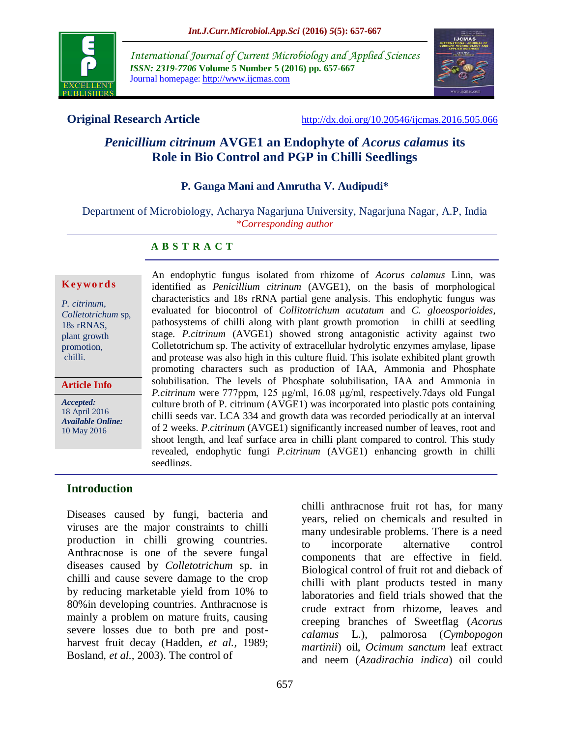**Original Research Article**

http://dx.doi.org/10.20546/ijcmas.2016.505.066

# *Penicillium citrinum* AVGE1 an Endophyte of *Acorus calamus* its Role in Bio Control and PGP in Chilli Seedlings

**P. Ganga Mani and Amrutha V. Audipudi***

Department of Microbiology, Acharya Nagarjuna University, Nagarjuna Nagar, A.P, India
*\*Corresponding author*

**Keywords**

*P. citrinum*, *Colletotrichum* sp, 18s rRNAS, plant growth promotion, chilli.

**Article Info**

*Accepted:* 18 April 2016
*Available Online:* 10 May 2016

## A B S T R A C T

An endophytic fungus isolated from rhizome of *Acorus calamus* Linn, was identified as *Penicillium citrinum* (AVGE1), on the basis of morphological characteristics and 18s rRNA partial gene analysis. This endophytic fungus was evaluated for biocontrol of *Collitotrichum acutatum* and *C. gloeosporioides*, pathosystems of chilli along with plant growth promotion in chilli at seedling stage. *P.citrinum* (AVGE1) showed strong antagonistic activity against two Colletotrichum sp. The activity of extracellular hydrolytic enzymes amylase, lipase and protease was also high in this culture fluid. This isolate exhibited plant growth promoting characters such as production of IAA, Ammonia and Phosphate solubilisation. The levels of Phosphate solubilisation, IAA and Ammonia in *P.citrinum* were 777ppm, 125 µg/ml, 16.08 µg/ml, respectively.7days old Fungal culture broth of P. citrinum (AVGE1) was incorporated into plastic pots containing chilli seeds var. LCA 334 and growth data was recorded periodically at an interval of 2 weeks. *P.citrinum* (AVGE1) significantly increased number of leaves, root and shoot length, and leaf surface area in chilli plant compared to control. This study revealed, endophytic fungi *P.citrinum* (AVGE1) enhancing growth in chilli seedlings.

## Introduction

Diseases caused by fungi, bacteria and viruses are the major constraints to chilli production in chilli growing countries. Anthracnose is one of the severe fungal diseases caused by *Colletotrichum* sp. in chilli and cause severe damage to the crop by reducing marketable yield from 10% to 80%in developing countries. Anthracnose is mainly a problem on mature fruits, causing severe losses due to both pre and post-harvest fruit decay (Hadden, *et al.,* 1989; Bosland, *et al.,* 2003). The control of chilli anthracnose fruit rot has, for many years, relied on chemicals and resulted in many undesirable problems. There is a need to incorporate alternative control components that are effective in field. Biological control of fruit rot and dieback of chilli with plant products tested in many laboratories and field trials showed that the crude extract from rhizome, leaves and creeping branches of Sweetflag (*Acorus calamus* L.), palmorosa (*Cymbopogon martinii*) oil, *Ocimum sanctum* leaf extract and neem (*Azadirachia indica*) oil could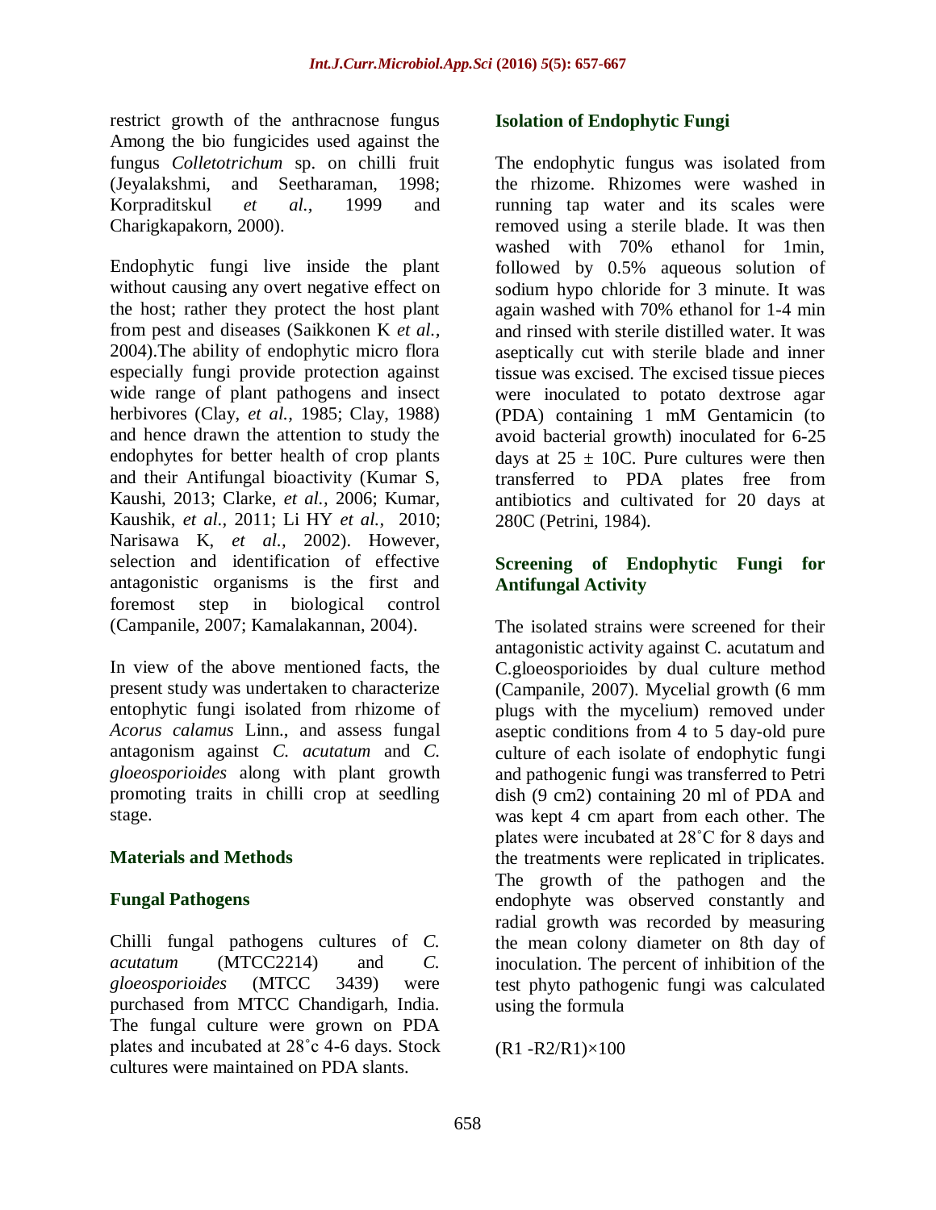restrict growth of the anthracnose fungus Among the bio fungicides used against the fungus *Colletotrichum* sp. on chilli fruit (Jeyalakshmi, and Seetharaman, 1998; Korpraditskul *et al.,* 1999 and Charigkapakorn, 2000).

Endophytic fungi live inside the plant without causing any overt negative effect on the host; rather they protect the host plant from pest and diseases (Saikkonen K *et al.*, 2004).The ability of endophytic micro flora especially fungi provide protection against wide range of plant pathogens and insect herbivores (Clay, *et al.*, 1985; Clay, 1988) and hence drawn the attention to study the endophytes for better health of crop plants and their Antifungal bioactivity (Kumar S, Kaushi, 2013; Clarke, *et al.*, 2006; Kumar, Kaushik, *et al.*, 2011; Li HY *et al.,* 2010; Narisawa K, *et al.,* 2002). However, selection and identification of effective antagonistic organisms is the first and foremost step in biological control (Campanile, 2007; Kamalakannan, 2004).

In view of the above mentioned facts, the present study was undertaken to characterize entophytic fungi isolated from rhizome of *Acorus calamus* Linn., and assess fungal antagonism against *C. acutatum* and *C. gloeosporioides* along with plant growth promoting traits in chilli crop at seedling stage.

## Materials and Methods

### Fungal Pathogens

Chilli fungal pathogens cultures of *C. acutatum* (MTCC2214) and *C. gloeosporioides* (MTCC 3439) were purchased from MTCC Chandigarh, India. The fungal culture were grown on PDA plates and incubated at 28˚c 4-6 days. Stock cultures were maintained on PDA slants.

### Isolation of Endophytic Fungi

The endophytic fungus was isolated from the rhizome. Rhizomes were washed in running tap water and its scales were removed using a sterile blade. It was then washed with 70% ethanol for 1min, followed by 0.5% aqueous solution of sodium hypo chloride for 3 minute. It was again washed with 70% ethanol for 1-4 min and rinsed with sterile distilled water. It was aseptically cut with sterile blade and inner tissue was excised. The excised tissue pieces were inoculated to potato dextrose agar (PDA) containing 1 mM Gentamicin (to avoid bacterial growth) inoculated for 6-25 days at 25 ± 10C. Pure cultures were then transferred to PDA plates free from antibiotics and cultivated for 20 days at 280C (Petrini, 1984).

### Screening of Endophytic Fungi for Antifungal Activity

The isolated strains were screened for their antagonistic activity against C. acutatum and C.gloeosporioides by dual culture method (Campanile, 2007). Mycelial growth (6 mm plugs with the mycelium) removed under aseptic conditions from 4 to 5 day-old pure culture of each isolate of endophytic fungi and pathogenic fungi was transferred to Petri dish (9 cm2) containing 20 ml of PDA and was kept 4 cm apart from each other. The plates were incubated at 28˚C for 8 days and the treatments were replicated in triplicates. The growth of the pathogen and the endophyte was observed constantly and radial growth was recorded by measuring the mean colony diameter on 8th day of inoculation. The percent of inhibition of the test phyto pathogenic fungi was calculated using the formula

$$(R1 - R2/R1) \times 100$$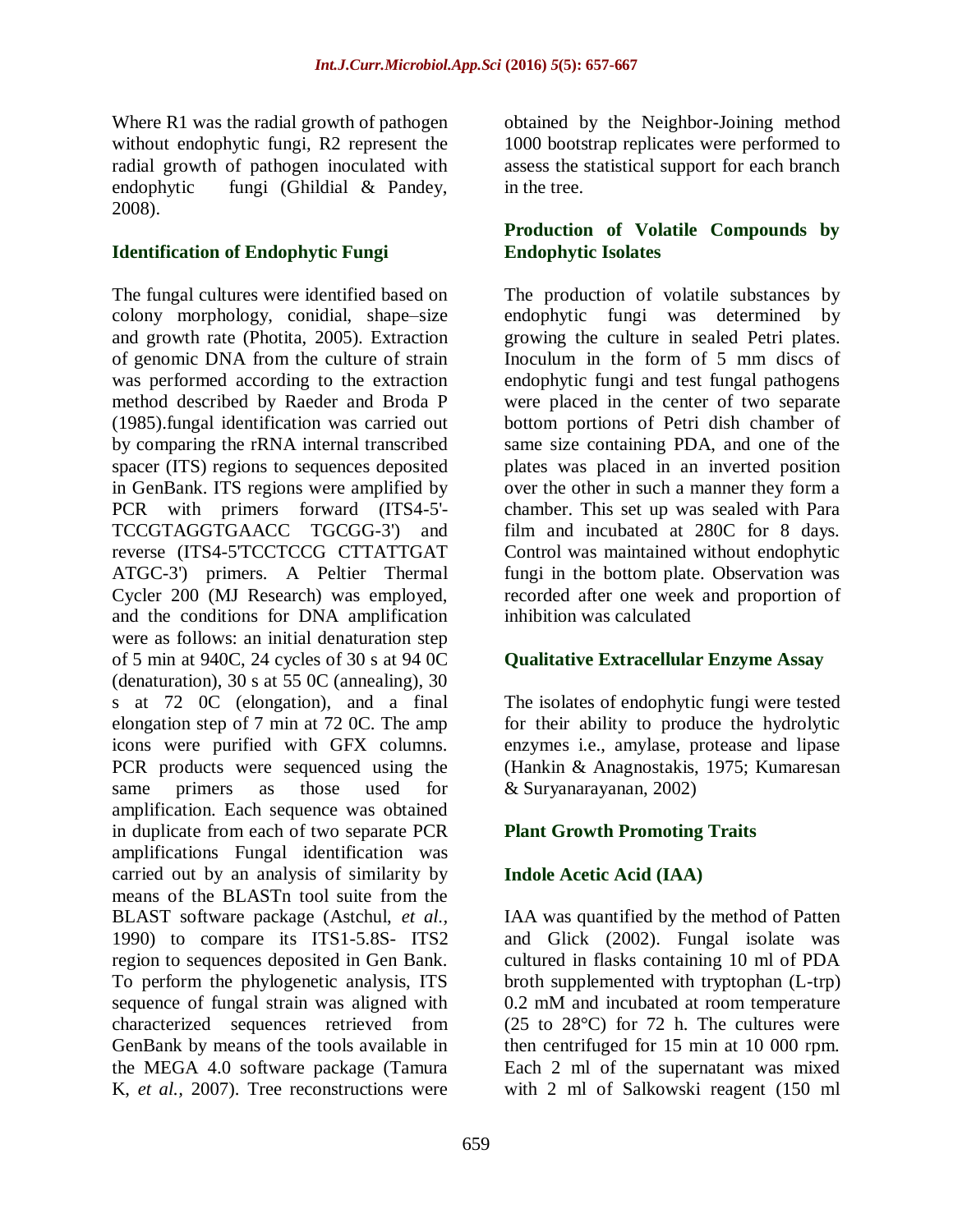Where R1 was the radial growth of pathogen without endophytic fungi, R2 represent the radial growth of pathogen inoculated with endophytic fungi (Ghildial & Pandey, 2008).

### Identification of Endophytic Fungi

The fungal cultures were identified based on colony morphology, conidial, shape–size and growth rate (Photita, 2005). Extraction of genomic DNA from the culture of strain was performed according to the extraction method described by Raeder and Broda P (1985).fungal identification was carried out by comparing the rRNA internal transcribed spacer (ITS) regions to sequences deposited in GenBank. ITS regions were amplified by PCR with primers forward (ITS4-5'-TCCGTAGGTGAACC TGCGG-3') and reverse (ITS4-5'TCCTCCG CTTATTGAT ATGC-3') primers. A Peltier Thermal Cycler 200 (MJ Research) was employed, and the conditions for DNA amplification were as follows: an initial denaturation step of 5 min at 940C, 24 cycles of 30 s at 94 0C (denaturation), 30 s at 55 0C (annealing), 30 s at 72 0C (elongation), and a final elongation step of 7 min at 72 0C. The amp icons were purified with GFX columns. PCR products were sequenced using the same primers as those used for amplification. Each sequence was obtained in duplicate from each of two separate PCR amplifications Fungal identification was carried out by an analysis of similarity by means of the BLASTn tool suite from the BLAST software package (Astchul, *et al.,* 1990) to compare its ITS1-5.8S- ITS2 region to sequences deposited in Gen Bank. To perform the phylogenetic analysis, ITS sequence of fungal strain was aligned with characterized sequences retrieved from GenBank by means of the tools available in the MEGA 4.0 software package (Tamura K, *et al.,* 2007). Tree reconstructions were obtained by the Neighbor-Joining method 1000 bootstrap replicates were performed to assess the statistical support for each branch in the tree.

### Production of Volatile Compounds by Endophytic Isolates

The production of volatile substances by endophytic fungi was determined by growing the culture in sealed Petri plates. Inoculum in the form of 5 mm discs of endophytic fungi and test fungal pathogens were placed in the center of two separate bottom portions of Petri dish chamber of same size containing PDA, and one of the plates was placed in an inverted position over the other in such a manner they form a chamber. This set up was sealed with Para film and incubated at 280C for 8 days. Control was maintained without endophytic fungi in the bottom plate. Observation was recorded after one week and proportion of inhibition was calculated

### Qualitative Extracellular Enzyme Assay

The isolates of endophytic fungi were tested for their ability to produce the hydrolytic enzymes i.e., amylase, protease and lipase (Hankin & Anagnostakis, 1975; Kumaresan & Suryanarayanan, 2002)

### Plant Growth Promoting Traits

### Indole Acetic Acid (IAA)

IAA was quantified by the method of Patten and Glick (2002). Fungal isolate was cultured in flasks containing 10 ml of PDA broth supplemented with tryptophan (L-trp) 0.2 mM and incubated at room temperature (25 to 28°C) for 72 h. The cultures were then centrifuged for 15 min at 10 000 rpm. Each 2 ml of the supernatant was mixed with 2 ml of Salkowski reagent (150 ml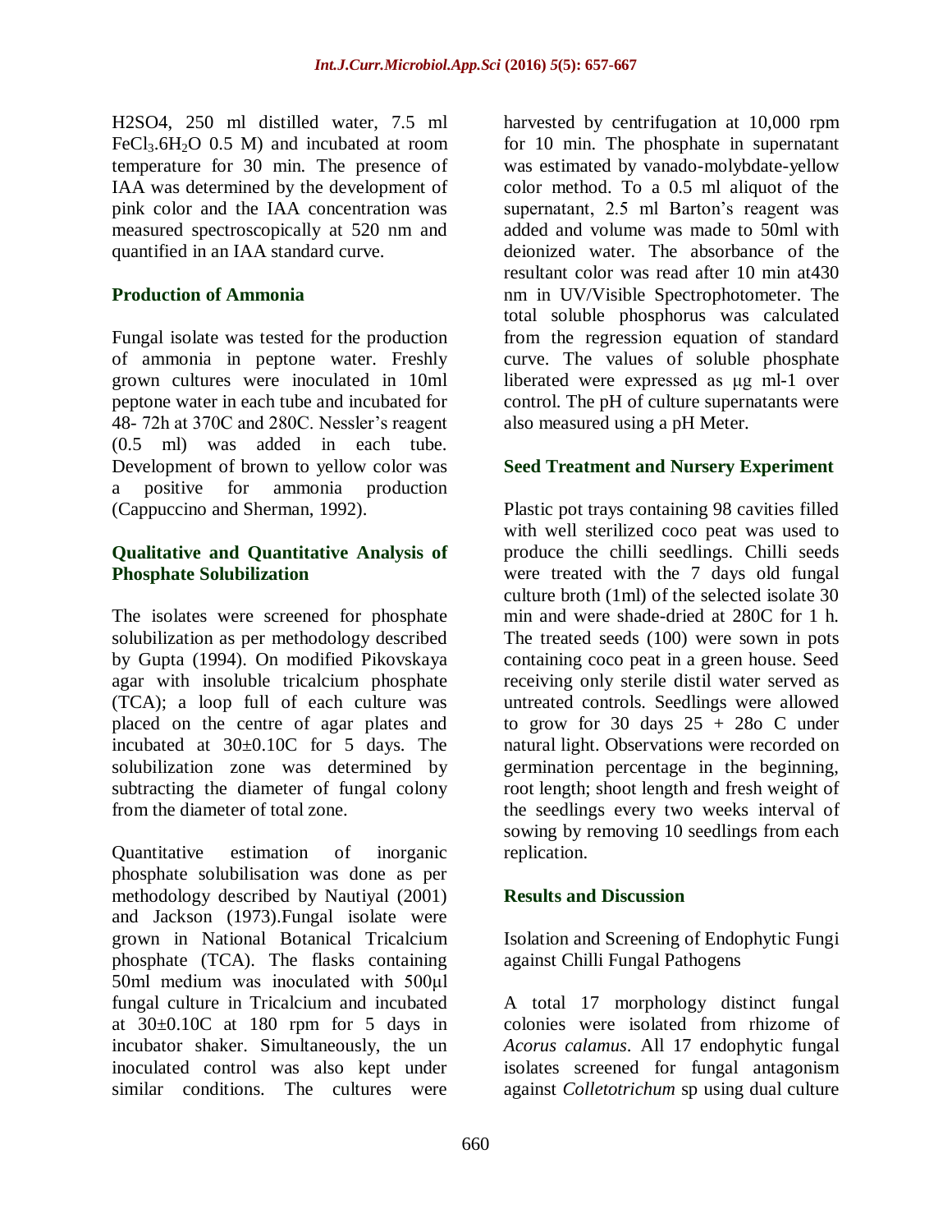H2SO4, 250 ml distilled water, 7.5 ml $FeCl_3.6H_2O$ 0.5 M) and incubated at room temperature for 30 min. The presence of IAA was determined by the development of pink color and the IAA concentration was measured spectroscopically at 520 nm and quantified in an IAA standard curve.

## Production of Ammonia

Fungal isolate was tested for the production of ammonia in peptone water. Freshly grown cultures were inoculated in 10ml peptone water in each tube and incubated for 48- 72h at 370C and 280C. Nessler's reagent (0.5 ml) was added in each tube. Development of brown to yellow color was a positive for ammonia production (Cappuccino and Sherman, 1992).

## Qualitative and Quantitative Analysis of Phosphate Solubilization

The isolates were screened for phosphate solubilization as per methodology described by Gupta (1994). On modified Pikovskaya agar with insoluble tricalcium phosphate (TCA); a loop full of each culture was placed on the centre of agar plates and incubated at 30±0.10C for 5 days. The solubilization zone was determined by subtracting the diameter of fungal colony from the diameter of total zone.

Quantitative estimation of inorganic phosphate solubilisation was done as per methodology described by Nautiyal (2001) and Jackson (1973).Fungal isolate were grown in National Botanical Tricalcium phosphate (TCA). The flasks containing 50ml medium was inoculated with 500µl fungal culture in Tricalcium and incubated at 30±0.10C at 180 rpm for 5 days in incubator shaker. Simultaneously, the un inoculated control was also kept under similar conditions. The cultures were harvested by centrifugation at 10,000 rpm for 10 min. The phosphate in supernatant was estimated by vanado-molybdate-yellow color method. To a 0.5 ml aliquot of the supernatant, 2.5 ml Barton's reagent was added and volume was made to 50ml with deionized water. The absorbance of the resultant color was read after 10 min at430 nm in UV/Visible Spectrophotometer. The total soluble phosphorus was calculated from the regression equation of standard curve. The values of soluble phosphate liberated were expressed as µg ml-1 over control. The pH of culture supernatants were also measured using a pH Meter.

## Seed Treatment and Nursery Experiment

Plastic pot trays containing 98 cavities filled with well sterilized coco peat was used to produce the chilli seedlings. Chilli seeds were treated with the 7 days old fungal culture broth (1ml) of the selected isolate 30 min and were shade-dried at 280C for 1 h. The treated seeds (100) were sown in pots containing coco peat in a green house. Seed receiving only sterile distil water served as untreated controls. Seedlings were allowed to grow for 30 days 25 + 28o C under natural light. Observations were recorded on germination percentage in the beginning, root length; shoot length and fresh weight of the seedlings every two weeks interval of sowing by removing 10 seedlings from each replication.

## Results and Discussion

Isolation and Screening of Endophytic Fungi against Chilli Fungal Pathogens

A total 17 morphology distinct fungal colonies were isolated from rhizome of *Acorus calamus*. All 17 endophytic fungal isolates screened for fungal antagonism against *Colletotrichum* sp using dual culture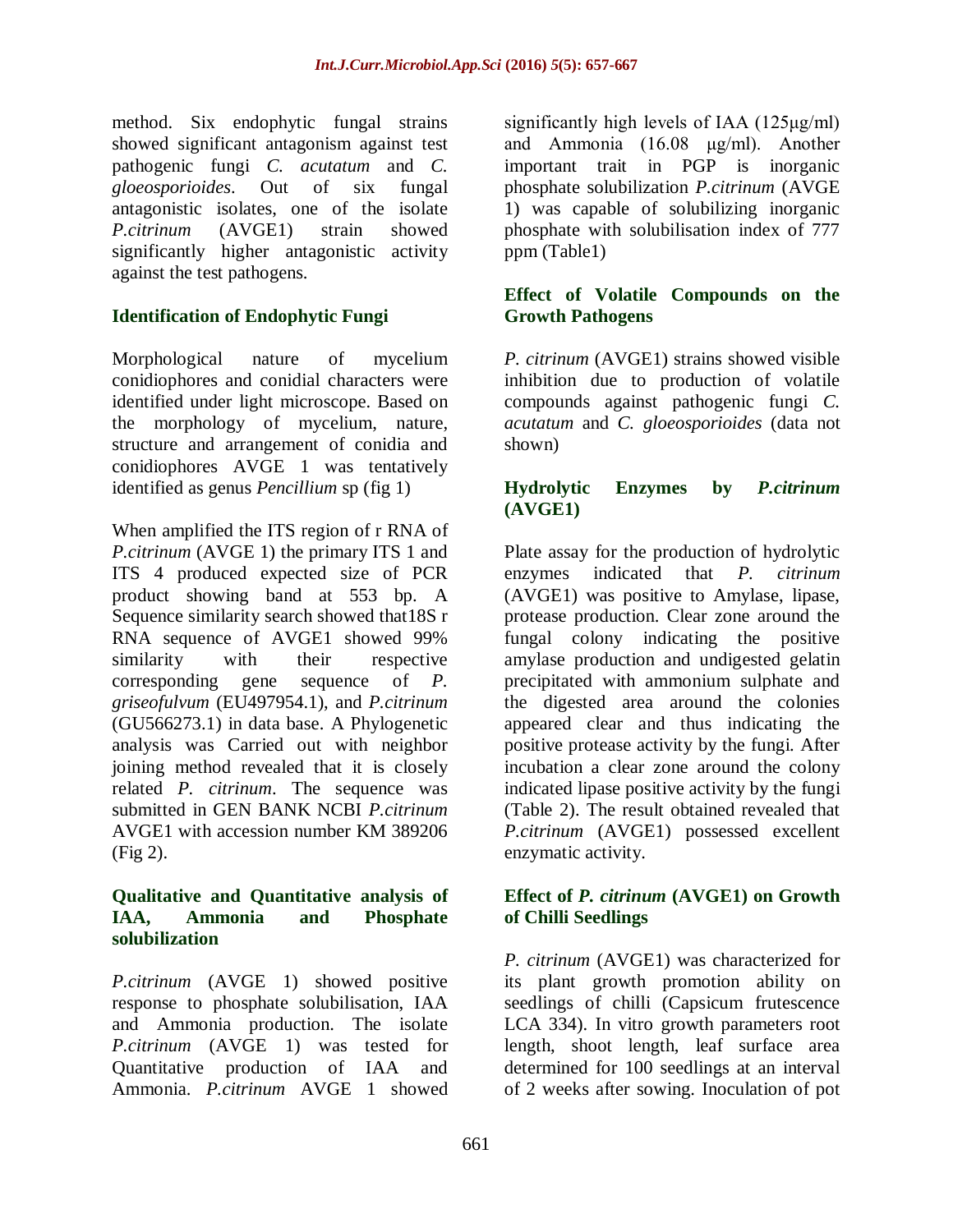method. Six endophytic fungal strains showed significant antagonism against test pathogenic fungi *C. acutatum* and *C. gloeosporioides*. Out of six fungal antagonistic isolates, one of the isolate *P.citrinum* (AVGE1) strain showed significantly higher antagonistic activity against the test pathogens.

### Identification of Endophytic Fungi

Morphological nature of mycelium conidiophores and conidial characters were identified under light microscope. Based on the morphology of mycelium, nature, structure and arrangement of conidia and conidiophores AVGE 1 was tentatively identified as genus *Pencillium* sp (fig 1)

When amplified the ITS region of r RNA of *P.citrinum* (AVGE 1) the primary ITS 1 and ITS 4 produced expected size of PCR product showing band at 553 bp. A Sequence similarity search showed that18S r RNA sequence of AVGE1 showed 99% similarity with their respective corresponding gene sequence of *P. griseofulvum* (EU497954.1), and *P.citrinum* (GU566273.1) in data base. A Phylogenetic analysis was Carried out with neighbor joining method revealed that it is closely related *P. citrinum*. The sequence was submitted in GEN BANK NCBI *P.citrinum* AVGE1 with accession number KM 389206 (Fig 2).

### Qualitative and Quantitative analysis of IAA, Ammonia and Phosphate solubilization

*P.citrinum* (AVGE 1) showed positive response to phosphate solubilisation, IAA and Ammonia production. The isolate *P.citrinum* (AVGE 1) was tested for Quantitative production of IAA and Ammonia. *P.citrinum* AVGE 1 showed significantly high levels of IAA (125μg/ml) and Ammonia (16.08 μg/ml). Another important trait in PGP is inorganic phosphate solubilization *P.citrinum* (AVGE 1) was capable of solubilizing inorganic phosphate with solubilisation index of 777 ppm (Table1)

### Effect of Volatile Compounds on the Growth Pathogens

*P. citrinum* (AVGE1) strains showed visible inhibition due to production of volatile compounds against pathogenic fungi *C. acutatum* and *C. gloeosporioides* (data not shown)

### Hydrolytic Enzymes by *P.citrinum* (AVGE1)

Plate assay for the production of hydrolytic enzymes indicated that *P. citrinum* (AVGE1) was positive to Amylase, lipase, protease production. Clear zone around the fungal colony indicating the positive amylase production and undigested gelatin precipitated with ammonium sulphate and the digested area around the colonies appeared clear and thus indicating the positive protease activity by the fungi. After incubation a clear zone around the colony indicated lipase positive activity by the fungi (Table 2). The result obtained revealed that *P.citrinum* (AVGE1) possessed excellent enzymatic activity.

### Effect of *P. citrinum* (AVGE1) on Growth of Chilli Seedlings

*P. citrinum* (AVGE1) was characterized for its plant growth promotion ability on seedlings of chilli (Capsicum frutescence LCA 334). In vitro growth parameters root length, shoot length, leaf surface area determined for 100 seedlings at an interval of 2 weeks after sowing. Inoculation of pot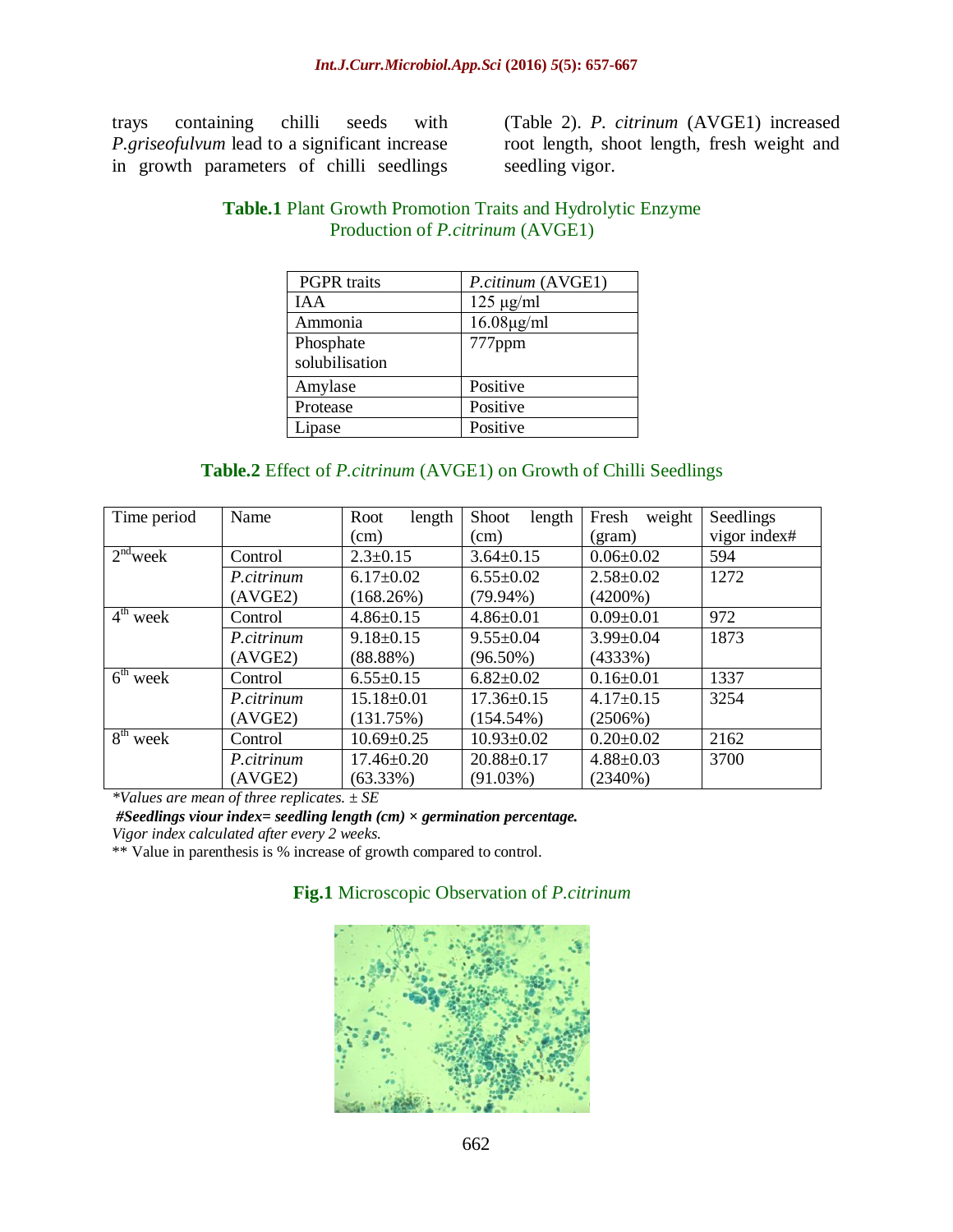trays containing chilli seeds with *P.griseofulvum* lead to a significant increase in growth parameters of chilli seedlings (Table 2). *P. citrinum* (AVGE1) increased root length, shoot length, fresh weight and seedling vigor.

**Table.1** Plant Growth Promotion Traits and Hydrolytic Enzyme Production of *P.citrinum* (AVGE1)

| PGPR traits | *P.citinum* (AVGE1) |
|---|---|
| IAA | 125 µg/ml |
| Ammonia | 16.08µg/ml |
| Phosphate solubilisation | 777ppm |
| Amylase | Positive |
| Protease | Positive |
| Lipase | Positive |

**Table.2** Effect of *P.citrinum* (AVGE1) on Growth of Chilli Seedlings

| Time period | Name | Root length (cm) | Shoot length (cm) | Fresh weight (gram) | Seedlings vigor index# |
|---|---|---|---|---|---|
| 2nd week | Control | 2.3±0.15 | 3.64±0.15 | 0.06±0.02 | 594 |
| | *P.citrinum* (AVGE2) | 6.17±0.02 (168.26%) | 6.55±0.02 (79.94%) | 2.58±0.02 (4200%) | 1272 |
| 4th week | Control | 4.86±0.15 | 4.86±0.01 | 0.09±0.01 | 972 |
| | *P.citrinum* (AVGE2) | 9.18±0.15 (88.88%) | 9.55±0.04 (96.50%) | 3.99±0.04 (4333%) | 1873 |
| 6th week | Control | 6.55±0.15 | 6.82±0.02 | 0.16±0.01 | 1337 |
| | *P.citrinum* (AVGE2) | 15.18±0.01 (131.75%) | 17.36±0.15 (154.54%) | 4.17±0.15 (2506%) | 3254 |
| 8th week | Control | 10.69±0.25 | 10.93±0.02 | 0.20±0.02 | 2162 |
| | *P.citrinum* (AVGE2) | 17.46±0.20 (63.33%) | 20.88±0.17 (91.03%) | 4.88±0.03 (2340%) | 3700 |

*\*Values are mean of three replicates. ± SE*

***#Seedlings viour index= seedling length (cm) × germination percentage.***

*Vigor index calculated after every 2 weeks.*

** Value in parenthesis is % increase of growth compared to control.

**Fig.1** Microscopic Observation of *P.citrinum*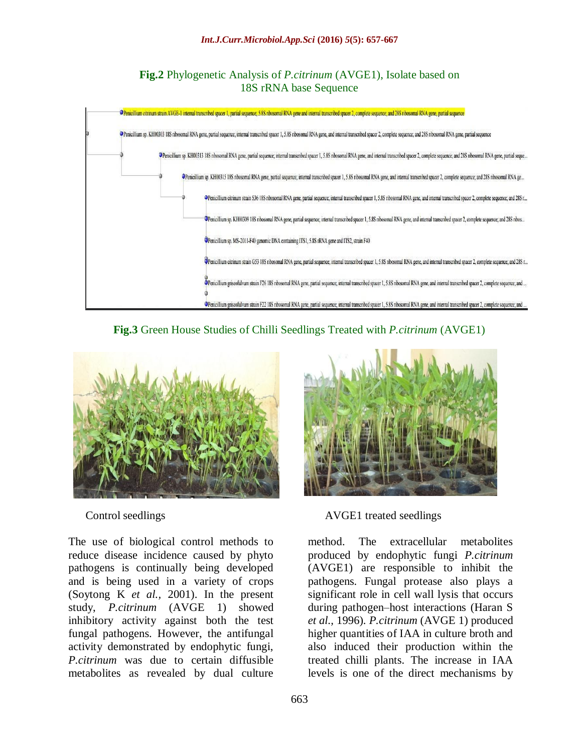**Fig.2** Phylogenetic Analysis of *P.citrinum* (AVGE1), Isolate based on 18S rRNA base Sequence

Penicillium citrinum strain AVGE-1 internal transcribed spacer 1, partial sequence; 5.8S ribosomal RNA gene and internal transcribed spacer 2, complete sequence; and 28S ribosomal RNA gene, partial sequence

Penicillium sp. KH00303 18S ribosomal RNA gene, partial sequence; internal transcribed spacer 1, 5.8S ribosomal RNA gene, and internal transcribed spacer 2, complete sequence; and 28S ribosomal RNA gene, partial sequence

Penicillium sp. KH00313 18S ribosomal RNA gene, partial sequence; internal transcribed spacer 1, 5.8S ribosomal RNA gene, and internal transcribed spacer 2, complete sequence; and 28S ribosomal RNA gene, partial seque...

Penicillium sp. KH00315 18S ribosomal RNA gene, partial sequence; internal transcribed spacer 1, 5.8S ribosomal RNA gene, and internal transcribed spacer 2, complete sequence; and 28S ribosomal RNA ge...

Penicillium citrinum strain S36 18S ribosomal RNA gene, partial sequence; internal transcribed spacer 1, 5.8S ribosomal RNA gene, and internal transcribed spacer 2, complete sequence; and 28S r...

Penicillium sp. KH00309 18S ribosomal RNA gene, partial sequence; internal transcribed spacer 1, 5.8S ribosomal RNA gene, and internal transcribed spacer 2, complete sequence; and 28S ribos...

Penicillium sp. MS-2011-F40 genomic DNA containing ITS1, 5.8S rRNA gene and ITS2, strain F40

Penicillium citrinum strain G53 18S ribosomal RNA gene, partial sequence; internal transcribed spacer 1, 5.8S ribosomal RNA gene, and internal transcribed spacer 2, complete sequence; and 28S r...

Penicillium griseofulvum strain F26 18S ribosomal RNA gene, partial sequence; internal transcribed spacer 1, 5.8S ribosomal RNA gene, and internal transcribed spacer 2, complete sequence; and ...

Penicillium griseofulvum strain F22 18S ribosomal RNA gene, partial sequence; internal transcribed spacer 1, 5.8S ribosomal RNA gene, and internal transcribed spacer 2, complete sequence; and ...

**Fig.3** Green House Studies of Chilli Seedlings Treated with *P.citrinum* (AVGE1)

Control seedlings

AVGE1 treated seedlings

The use of biological control methods to reduce disease incidence caused by phyto pathogens is continually being developed and is being used in a variety of crops (Soytong K *et al.*, 2001). In the present study, *P.citrinum* (AVGE 1) showed inhibitory activity against both the test fungal pathogens. However, the antifungal activity demonstrated by endophytic fungi, *P.citrinum* was due to certain diffusible metabolites as revealed by dual culture method. The extracellular metabolites produced by endophytic fungi *P.citrinum* (AVGE1) are responsible to inhibit the pathogens. Fungal protease also plays a significant role in cell wall lysis that occurs during pathogen–host interactions (Haran S *et al.*, 1996). *P.citrinum* (AVGE 1) produced higher quantities of IAA in culture broth and also induced their production within the treated chilli plants. The increase in IAA levels is one of the direct mechanisms by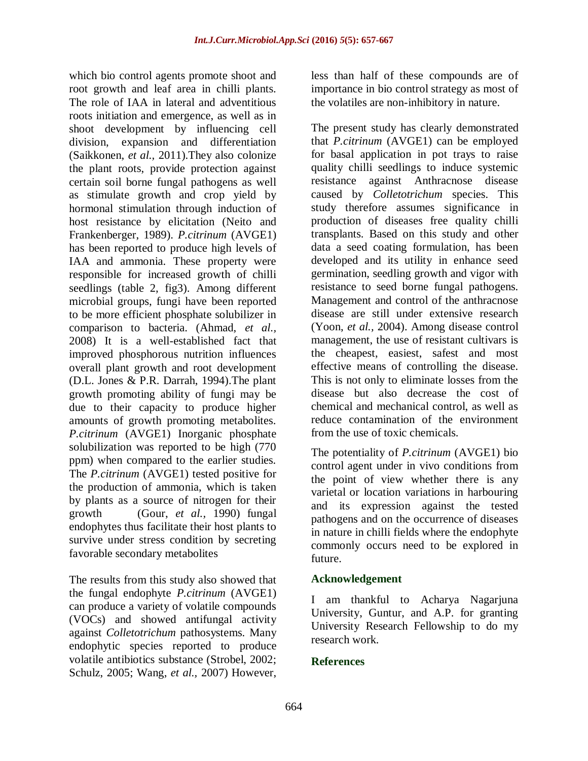which bio control agents promote shoot and root growth and leaf area in chilli plants. The role of IAA in lateral and adventitious roots initiation and emergence, as well as in shoot development by influencing cell division, expansion and differentiation (Saikkonen, *et al.,* 2011).They also colonize the plant roots, provide protection against certain soil borne fungal pathogens as well as stimulate growth and crop yield by hormonal stimulation through induction of host resistance by elicitation (Neito and Frankenberger, 1989). *P.citrinum* (AVGE1) has been reported to produce high levels of IAA and ammonia. These property were responsible for increased growth of chilli seedlings (table 2, fig3). Among different microbial groups, fungi have been reported to be more efficient phosphate solubilizer in comparison to bacteria. (Ahmad, *et al.,* 2008) It is a well-established fact that improved phosphorous nutrition influences overall plant growth and root development (D.L. Jones & P.R. Darrah, 1994).The plant growth promoting ability of fungi may be due to their capacity to produce higher amounts of growth promoting metabolites. *P.citrinum* (AVGE1) Inorganic phosphate solubilization was reported to be high (770 ppm) when compared to the earlier studies. The *P.citrinum* (AVGE1) tested positive for the production of ammonia, which is taken by plants as a source of nitrogen for their growth (Gour, *et al.,* 1990) fungal endophytes thus facilitate their host plants to survive under stress condition by secreting favorable secondary metabolites

The results from this study also showed that the fungal endophyte *P.citrinum* (AVGE1) can produce a variety of volatile compounds (VOCs) and showed antifungal activity against *Colletotrichum* pathosystems. Many endophytic species reported to produce volatile antibiotics substance (Strobel, 2002; Schulz, 2005; Wang, *et al.,* 2007) However, less than half of these compounds are of importance in bio control strategy as most of the volatiles are non-inhibitory in nature.

The present study has clearly demonstrated that *P.citrinum* (AVGE1) can be employed for basal application in pot trays to raise quality chilli seedlings to induce systemic resistance against Anthracnose disease caused by *Colletotrichum* species. This study therefore assumes significance in production of diseases free quality chilli transplants. Based on this study and other data a seed coating formulation, has been developed and its utility in enhance seed germination, seedling growth and vigor with resistance to seed borne fungal pathogens. Management and control of the anthracnose disease are still under extensive research (Yoon, *et al.,* 2004). Among disease control management, the use of resistant cultivars is the cheapest, easiest, safest and most effective means of controlling the disease. This is not only to eliminate losses from the disease but also decrease the cost of chemical and mechanical control, as well as reduce contamination of the environment from the use of toxic chemicals.

The potentiality of *P.citrinum* (AVGE1) bio control agent under in vivo conditions from the point of view whether there is any varietal or location variations in harbouring and its expression against the tested pathogens and on the occurrence of diseases in nature in chilli fields where the endophyte commonly occurs need to be explored in future.

## Acknowledgement

I am thankful to Acharya Nagarjuna University, Guntur, and A.P. for granting University Research Fellowship to do my research work.

## References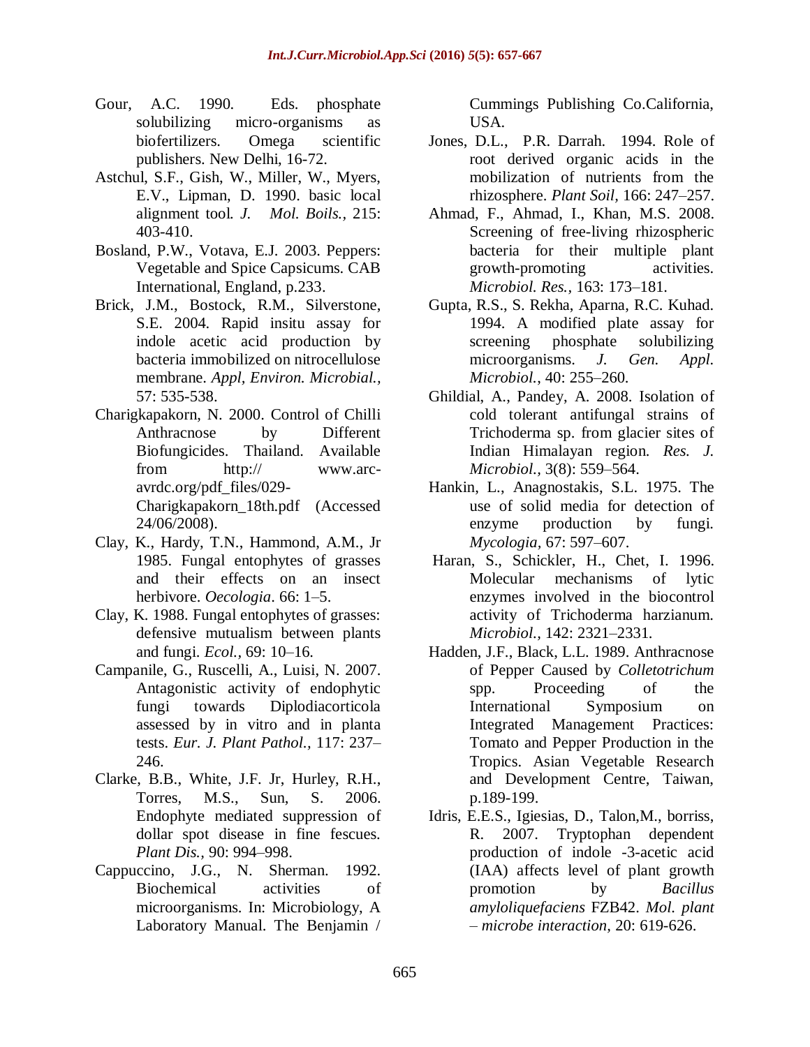Gour, A.C. 1990. Eds. phosphate solubilizing micro-organisms as biofertilizers. Omega scientific publishers. New Delhi, 16-72.

Astchul, S.F., Gish, W., Miller, W., Myers, E.V., Lipman, D. 1990. basic local alignment tool. *J. Mol. Boils.,* 215: 403-410.

Bosland, P.W., Votava, E.J. 2003. Peppers: Vegetable and Spice Capsicums. CAB International, England, p.233.

Brick, J.M., Bostock, R.M., Silverstone, S.E. 2004. Rapid insitu assay for indole acetic acid production by bacteria immobilized on nitrocellulose membrane. *Appl, Environ. Microbial.,* 57: 535-538.

Charigkapakorn, N. 2000. Control of Chilli Anthracnose by Different Biofungicides. Thailand. Available from http:// www.arc-avrdc.org/pdf_files/029-Charigkapakorn_18th.pdf (Accessed 24/06/2008).

Clay, K., Hardy, T.N., Hammond, A.M., Jr 1985. Fungal entophytes of grasses and their effects on an insect herbivore. *Oecologia*. 66: 1–5.

Clay, K. 1988. Fungal entophytes of grasses: defensive mutualism between plants and fungi. *Ecol.,* 69: 10–16.

Campanile, G., Ruscelli, A., Luisi, N. 2007. Antagonistic activity of endophytic fungi towards Diplodiacorticola assessed by in vitro and in planta tests. *Eur. J. Plant Pathol.,* 117: 237–246.

Clarke, B.B., White, J.F. Jr, Hurley, R.H., Torres, M.S., Sun, S. 2006. Endophyte mediated suppression of dollar spot disease in fine fescues. *Plant Dis.,* 90: 994–998.

Cappuccino, J.G., N. Sherman. 1992. Biochemical activities of microorganisms. In: Microbiology, A Laboratory Manual. The Benjamin / Cummings Publishing Co.California, USA.

Jones, D.L., P.R. Darrah. 1994. Role of root derived organic acids in the mobilization of nutrients from the rhizosphere. *Plant Soil,* 166: 247–257.

Ahmad, F., Ahmad, I., Khan, M.S. 2008. Screening of free-living rhizospheric bacteria for their multiple plant growth-promoting activities. *Microbiol. Res.,* 163: 173–181.

Gupta, R.S., S. Rekha, Aparna, R.C. Kuhad. 1994. A modified plate assay for screening phosphate solubilizing microorganisms. *J. Gen. Appl. Microbiol.,* 40: 255–260.

Ghildial, A., Pandey, A. 2008. Isolation of cold tolerant antifungal strains of Trichoderma sp. from glacier sites of Indian Himalayan region. *Res. J. Microbiol.,* 3(8): 559–564.

Hankin, L., Anagnostakis, S.L. 1975. The use of solid media for detection of enzyme production by fungi. *Mycologia,* 67: 597–607.

Haran, S., Schickler, H., Chet, I. 1996. Molecular mechanisms of lytic enzymes involved in the biocontrol activity of Trichoderma harzianum. *Microbiol.,* 142: 2321–2331.

Hadden, J.F., Black, L.L. 1989. Anthracnose of Pepper Caused by *Colletotrichum* spp. Proceeding of the International Symposium on Integrated Management Practices: Tomato and Pepper Production in the Tropics. Asian Vegetable Research and Development Centre, Taiwan, p.189-199.

Idris, E.E.S., Igiesias, D., Talon,M., borriss, R. 2007. Tryptophan dependent production of indole -3-acetic acid (IAA) affects level of plant growth promotion by *Bacillus amyloliquefaciens* FZB42. *Mol. plant – microbe interaction,* 20: 619-626.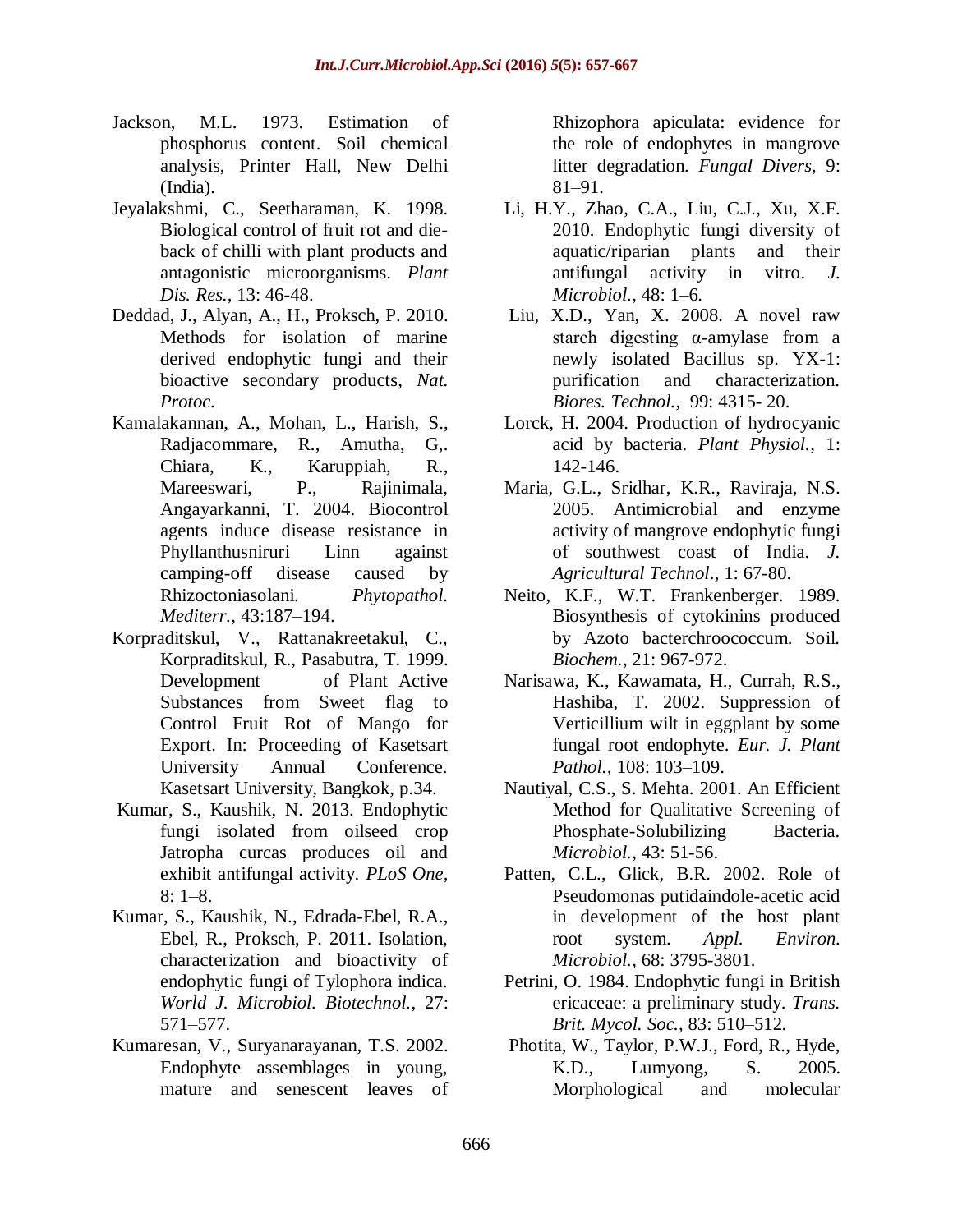Jackson, M.L. 1973. Estimation of phosphorus content. Soil chemical analysis, Printer Hall, New Delhi (India).

Jeyalakshmi, C., Seetharaman, K. 1998. Biological control of fruit rot and die-back of chilli with plant products and antagonistic microorganisms. *Plant Dis. Res.*, 13: 46-48.

Deddad, J., Alyan, A., H., Proksch, P. 2010. Methods for isolation of marine derived endophytic fungi and their bioactive secondary products, *Nat. Protoc.*

Kamalakannan, A., Mohan, L., Harish, S., Radjacommare, R., Amutha, G,. Chiara, K., Karuppiah, R., Mareeswari, P., Rajinimala, Angayarkanni, T. 2004. Biocontrol agents induce disease resistance in Phyllanthusniruri Linn against camping-off disease caused by Rhizoctoniasolani. *Phytopathol. Mediterr.*, 43:187–194.

Korpraditskul, V., Rattanakreetakul, C., Korpraditskul, R., Pasabutra, T. 1999. Development of Plant Active Substances from Sweet flag to Control Fruit Rot of Mango for Export. In: Proceeding of Kasetsart University Annual Conference. Kasetsart University, Bangkok, p.34.

Kumar, S., Kaushik, N. 2013. Endophytic fungi isolated from oilseed crop Jatropha curcas produces oil and exhibit antifungal activity. *PLoS One*, 8: 1–8.

Kumar, S., Kaushik, N., Edrada-Ebel, R.A., Ebel, R., Proksch, P. 2011. Isolation, characterization and bioactivity of endophytic fungi of Tylophora indica. *World J. Microbiol. Biotechnol.*, 27: 571–577.

Kumaresan, V., Suryanarayanan, T.S. 2002. Endophyte assemblages in young, mature and senescent leaves of Rhizophora apiculata: evidence for the role of endophytes in mangrove litter degradation. *Fungal Divers*, 9: 81–91.

Li, H.Y., Zhao, C.A., Liu, C.J., Xu, X.F. 2010. Endophytic fungi diversity of aquatic/riparian plants and their antifungal activity in vitro. *J. Microbiol.*, 48: 1–6.

Liu, X.D., Yan, X. 2008. A novel raw starch digesting α-amylase from a newly isolated Bacillus sp. YX-1: purification and characterization. *Biores. Technol.*, 99: 4315- 20.

Lorck, H. 2004. Production of hydrocyanic acid by bacteria. *Plant Physiol.*, 1: 142-146.

Maria, G.L., Sridhar, K.R., Raviraja, N.S. 2005. Antimicrobial and enzyme activity of mangrove endophytic fungi of southwest coast of India. *J. Agricultural Technol*., 1: 67-80.

Neito, K.F., W.T. Frankenberger. 1989. Biosynthesis of cytokinins produced by Azoto bacterchroococcum. Soil. *Biochem.*, 21: 967-972.

Narisawa, K., Kawamata, H., Currah, R.S., Hashiba, T. 2002. Suppression of Verticillium wilt in eggplant by some fungal root endophyte. *Eur. J. Plant Pathol.*, 108: 103–109.

Nautiyal, C.S., S. Mehta. 2001. An Efficient Method for Qualitative Screening of Phosphate-Solubilizing Bacteria. *Microbiol.*, 43: 51-56.

Patten, C.L., Glick, B.R. 2002. Role of Pseudomonas putidaindole-acetic acid in development of the host plant root system. *Appl. Environ. Microbiol.*, 68: 3795-3801.

Petrini, O. 1984. Endophytic fungi in British ericaceae: a preliminary study. *Trans. Brit. Mycol. Soc.*, 83: 510–512.

Photita, W., Taylor, P.W.J., Ford, R., Hyde, K.D., Lumyong, S. 2005. Morphological and molecular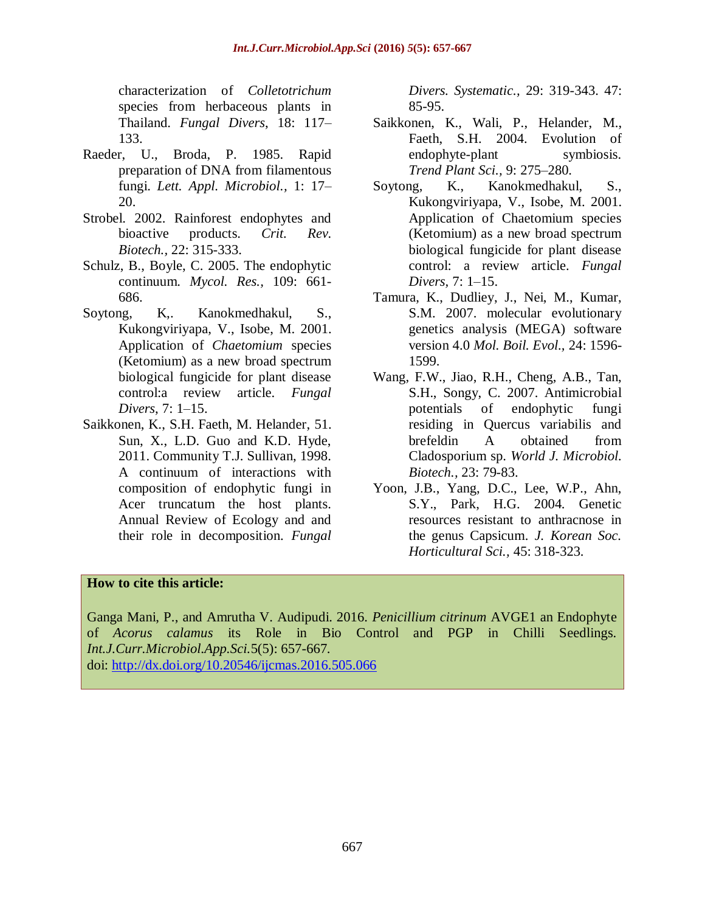characterization of *Colletotrichum* species from herbaceous plants in Thailand. *Fungal Divers*, 18: 117–133.

Raeder, U., Broda, P. 1985. Rapid preparation of DNA from filamentous fungi. *Lett. Appl. Microbiol.,* 1: 17–20.

Strobel. 2002. Rainforest endophytes and bioactive products. *Crit. Rev. Biotech.,* 22: 315-333.

Schulz, B., Boyle, C. 2005. The endophytic continuum. *Mycol. Res.,* 109: 661-686.

Soytong, K,. Kanokmedhakul, S., Kukongviriyapa, V., Isobe, M. 2001. Application of *Chaetomium* species (Ketomium) as a new broad spectrum biological fungicide for plant disease control:a review article. *Fungal Divers*, 7: 1–15.

Saikkonen, K., S.H. Faeth, M. Helander, 51. Sun, X., L.D. Guo and K.D. Hyde, 2011. Community T.J. Sullivan, 1998. A continuum of interactions with composition of endophytic fungi in Acer truncatum the host plants. Annual Review of Ecology and and their role in decomposition. *Fungal Divers. Systematic.,* 29: 319-343. 47: 85-95.

Saikkonen, K., Wali, P., Helander, M., Faeth, S.H. 2004. Evolution of endophyte-plant symbiosis. *Trend Plant Sci.,* 9: 275–280.

Soytong, K., Kanokmedhakul, S., Kukongviriyapa, V., Isobe, M. 2001. Application of Chaetomium species (Ketomium) as a new broad spectrum biological fungicide for plant disease control: a review article. *Fungal Divers,* 7: 1–15.

Tamura, K., Dudliey, J., Nei, M., Kumar, S.M. 2007. molecular evolutionary genetics analysis (MEGA) software version 4.0 *Mol. Boil. Evol.,* 24: 1596-1599.

Wang, F.W., Jiao, R.H., Cheng, A.B., Tan, S.H., Songy, C. 2007. Antimicrobial potentials of endophytic fungi residing in Quercus variabilis and brefeldin A obtained from Cladosporium sp. *World J. Microbiol. Biotech.,* 23: 79-83.

Yoon, J.B., Yang, D.C., Lee, W.P., Ahn, S.Y., Park, H.G. 2004. Genetic resources resistant to anthracnose in the genus Capsicum. *J. Korean Soc. Horticultural Sci.,* 45: 318-323.

**How to cite this article:**

Ganga Mani, P., and Amrutha V. Audipudi. 2016. *Penicillium citrinum* AVGE1 an Endophyte of *Acorus calamus* its Role in Bio Control and PGP in Chilli Seedlings. *Int.J.Curr.Microbiol.App.Sci.*5(5): 657-667.
doi: http://dx.doi.org/10.20546/ijcmas.2016.505.066